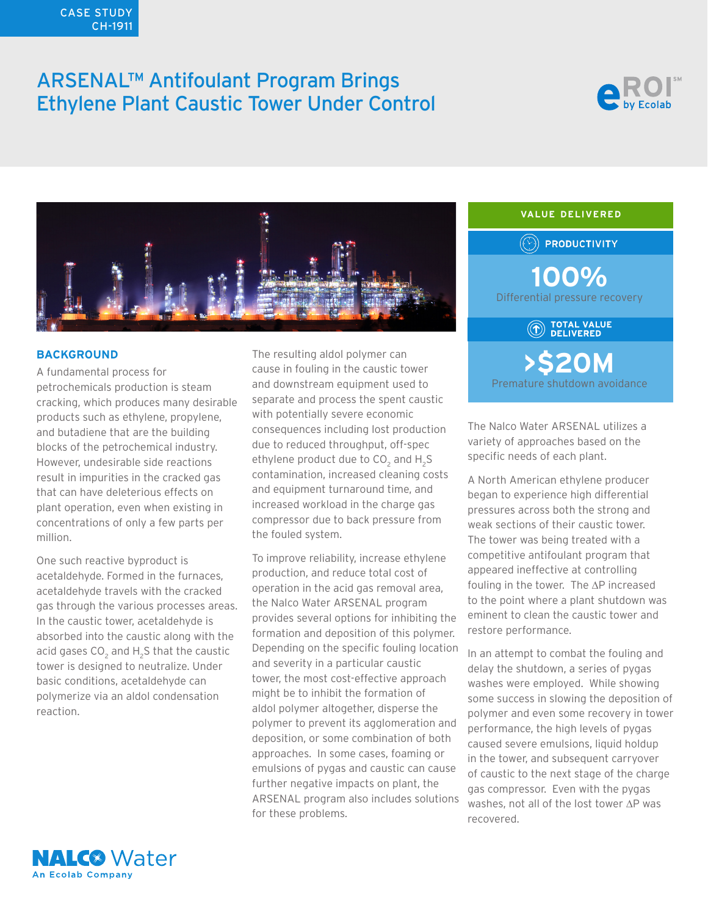CASE STUDY
CH-1911

# ARSENAL™ Antifoulant Program Brings Ethylene Plant Caustic Tower Under Control

**VALUE DELIVERED**

**PRODUCTIVITY**

**100%**
Differential pressure recovery

**TOTAL VALUE DELIVERED**

**>$20M**
Premature shutdown avoidance

## BACKGROUND

A fundamental process for petrochemicals production is steam cracking, which produces many desirable products such as ethylene, propylene, and butadiene that are the building blocks of the petrochemical industry. However, undesirable side reactions result in impurities in the cracked gas that can have deleterious effects on plant operation, even when existing in concentrations of only a few parts per million.

One such reactive byproduct is acetaldehyde. Formed in the furnaces, acetaldehyde travels with the cracked gas through the various processes areas. In the caustic tower, acetaldehyde is absorbed into the caustic along with the acid gases $CO_2$ and $H_2S$ that the caustic tower is designed to neutralize. Under basic conditions, acetaldehyde can polymerize via an aldol condensation reaction.

The resulting aldol polymer can cause in fouling in the caustic tower and downstream equipment used to separate and process the spent caustic with potentially severe economic consequences including lost production due to reduced throughput, off-spec ethylene product due to $CO_2$ and $H_2S$ contamination, increased cleaning costs and equipment turnaround time, and increased workload in the charge gas compressor due to back pressure from the fouled system.

To improve reliability, increase ethylene production, and reduce total cost of operation in the acid gas removal area, the Nalco Water ARSENAL program provides several options for inhibiting the formation and deposition of this polymer. Depending on the specific fouling location and severity in a particular caustic tower, the most cost-effective approach might be to inhibit the formation of aldol polymer altogether, disperse the polymer to prevent its agglomeration and deposition, or some combination of both approaches. In some cases, foaming or emulsions of pygas and caustic can cause further negative impacts on plant, the ARSENAL program also includes solutions for these problems.

The Nalco Water ARSENAL utilizes a variety of approaches based on the specific needs of each plant.

A North American ethylene producer began to experience high differential pressures across both the strong and weak sections of their caustic tower. The tower was being treated with a competitive antifoulant program that appeared ineffective at controlling fouling in the tower. The ΔP increased to the point where a plant shutdown was eminent to clean the caustic tower and restore performance.

In an attempt to combat the fouling and delay the shutdown, a series of pygas washes were employed. While showing some success in slowing the deposition of polymer and even some recovery in tower performance, the high levels of pygas caused severe emulsions, liquid holdup in the tower, and subsequent carryover of caustic to the next stage of the charge gas compressor. Even with the pygas washes, not all of the lost tower ΔP was recovered.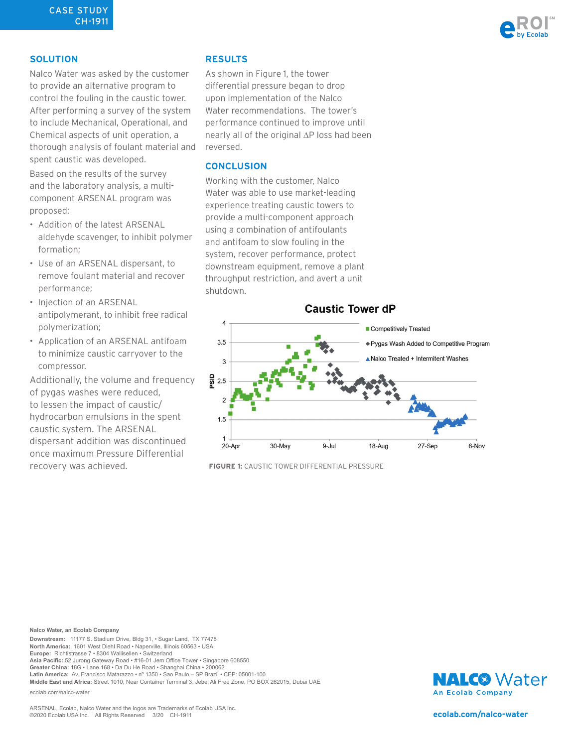## SOLUTION

Nalco Water was asked by the customer to provide an alternative program to control the fouling in the caustic tower. After performing a survey of the system to include Mechanical, Operational, and Chemical aspects of unit operation, a thorough analysis of foulant material and spent caustic was developed.

Based on the results of the survey and the laboratory analysis, a multi-component ARSENAL program was proposed:

- Addition of the latest ARSENAL aldehyde scavenger, to inhibit polymer formation;
- Use of an ARSENAL dispersant, to remove foulant material and recover performance;
- Injection of an ARSENAL antipolymerant, to inhibit free radical polymerization;
- Application of an ARSENAL antifoam to minimize caustic carryover to the compressor.

Additionally, the volume and frequency of pygas washes were reduced, to lessen the impact of caustic/hydrocarbon emulsions in the spent caustic system. The ARSENAL dispersant addition was discontinued once maximum Pressure Differential recovery was achieved.

## RESULTS

As shown in Figure 1, the tower differential pressure began to drop upon implementation of the Nalco Water recommendations. The tower's performance continued to improve until nearly all of the original ΔP loss had been reversed.

## CONCLUSION

Working with the customer, Nalco Water was able to use market-leading experience treating caustic towers to provide a multi-component approach using a combination of antifoulants and antifoam to slow fouling in the system, recover performance, protect downstream equipment, remove a plant throughput restriction, and avert a unit shutdown.

Caustic Tower dP

PSID

4
3.5
3
2.5
2
1.5
1

20-Apr
30-May
9-Jul
18-Aug
27-Sep
6-Nov

Competitively Treated
Pygas Wash Added to Competitive Program
Nalco Treated + Intermitent Washes

**FIGURE 1:** CAUSTIC TOWER DIFFERENTIAL PRESSURE

**Nalco Water, an Ecolab Company**

**Downstream:** 11177 S. Stadium Drive, Bldg 31, • Sugar Land, TX 77478
**North America:** 1601 West Diehl Road • Naperville, Illinois 60563 • USA
**Europe:** Richtistrasse 7 • 8304 Wallisellen • Switzerland
**Asia Pacific:** 52 Jurong Gateway Road • #16-01 Jem Office Tower • Singapore 608550
**Greater China:** 18G • Lane 168 • Da Du He Road • Shanghai China • 200062
**Latin America:** Av. Francisco Matarazzo • nº 1350 • Sao Paulo – SP Brazil • CEP: 05001-100
**Middle East and Africa:** Street 1010, Near Container Terminal 3, Jebel Ali Free Zone, PO BOX 262015, Dubai UAE

ecolab.com/nalco-water

ARSENAL, Ecolab, Nalco Water and the logos are Trademarks of Ecolab USA Inc.
©2020 Ecolab USA Inc. All Rights Reserved 3/20 CH-1911

NALCO Water
An Ecolab Company

**ecolab.com/nalco-water**